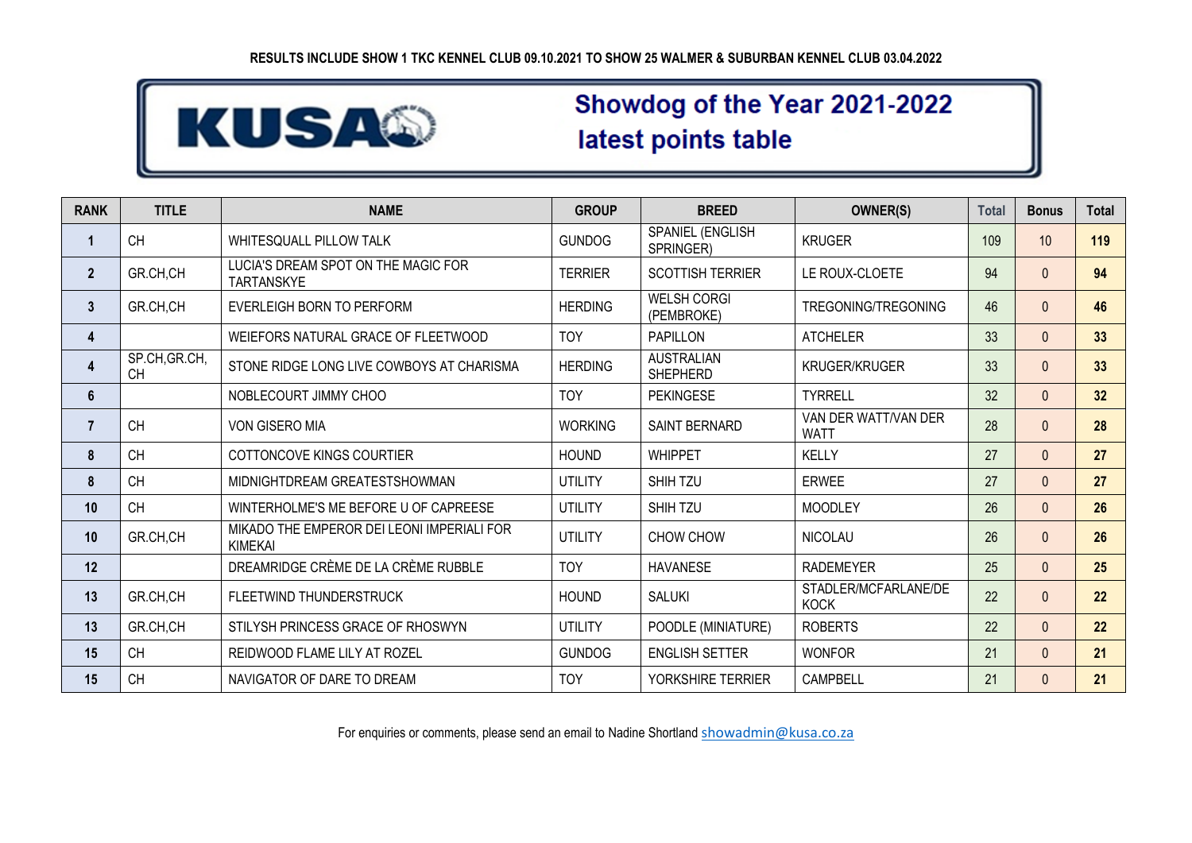**RESULTS INCLUDE SHOW 1 TKC KENNEL CLUB 09.10.2021 TO SHOW 25 WALMER & SUBURBAN KENNEL CLUB 03.04.2022**

KUSA

# Showdog of the Year 2021-2022 latest points table

| RANK | TITLE | NAME | GROUP | BREED | OWNER(S) | Total | Bonus | Total |
|---|---|---|---|---|---|---|---|---|
| **1** | CH | WHITESQUALL PILLOW TALK | GUNDOG | SPANIEL (ENGLISH SPRINGER) | KRUGER | 109 | 10 | **119** |
| **2** | GR.CH,CH | LUCIA'S DREAM SPOT ON THE MAGIC FOR TARTANSKYE | TERRIER | SCOTTISH TERRIER | LE ROUX-CLOETE | 94 | 0 | **94** |
| **3** | GR.CH,CH | EVERLEIGH BORN TO PERFORM | HERDING | WELSH CORGI (PEMBROKE) | TREGONING/TREGONING | 46 | 0 | **46** |
| **4** | | WEIEFORS NATURAL GRACE OF FLEETWOOD | TOY | PAPILLON | ATCHELER | 33 | 0 | **33** |
| **4** | SP.CH,GR.CH, CH | STONE RIDGE LONG LIVE COWBOYS AT CHARISMA | HERDING | AUSTRALIAN SHEPHERD | KRUGER/KRUGER | 33 | 0 | **33** |
| **6** | | NOBLECOURT JIMMY CHOO | TOY | PEKINGESE | TYRRELL | 32 | 0 | **32** |
| **7** | CH | VON GISERO MIA | WORKING | SAINT BERNARD | VAN DER WATT/VAN DER WATT | 28 | 0 | **28** |
| **8** | CH | COTTONCOVE KINGS COURTIER | HOUND | WHIPPET | KELLY | 27 | 0 | **27** |
| **8** | CH | MIDNIGHTDREAM GREATESTSHOWMAN | UTILITY | SHIH TZU | ERWEE | 27 | 0 | **27** |
| **10** | CH | WINTERHOLME'S ME BEFORE U OF CAPREESE | UTILITY | SHIH TZU | MOODLEY | 26 | 0 | **26** |
| **10** | GR.CH,CH | MIKADO THE EMPEROR DEI LEONI IMPERIALI FOR KIMEKAI | UTILITY | CHOW CHOW | NICOLAU | 26 | 0 | **26** |
| **12** | | DREAMRIDGE CRÈME DE LA CRÈME RUBBLE | TOY | HAVANESE | RADEMEYER | 25 | 0 | **25** |
| **13** | GR.CH,CH | FLEETWIND THUNDERSTRUCK | HOUND | SALUKI | STADLER/MCFARLANE/DE KOCK | 22 | 0 | **22** |
| **13** | GR.CH,CH | STILYSH PRINCESS GRACE OF RHOSWYN | UTILITY | POODLE (MINIATURE) | ROBERTS | 22 | 0 | **22** |
| **15** | CH | REIDWOOD FLAME LILY AT ROZEL | GUNDOG | ENGLISH SETTER | WONFOR | 21 | 0 | **21** |
| **15** | CH | NAVIGATOR OF DARE TO DREAM | TOY | YORKSHIRE TERRIER | CAMPBELL | 21 | 0 | **21** |

For enquiries or comments, please send an email to Nadine Shortland showadmin@kusa.co.za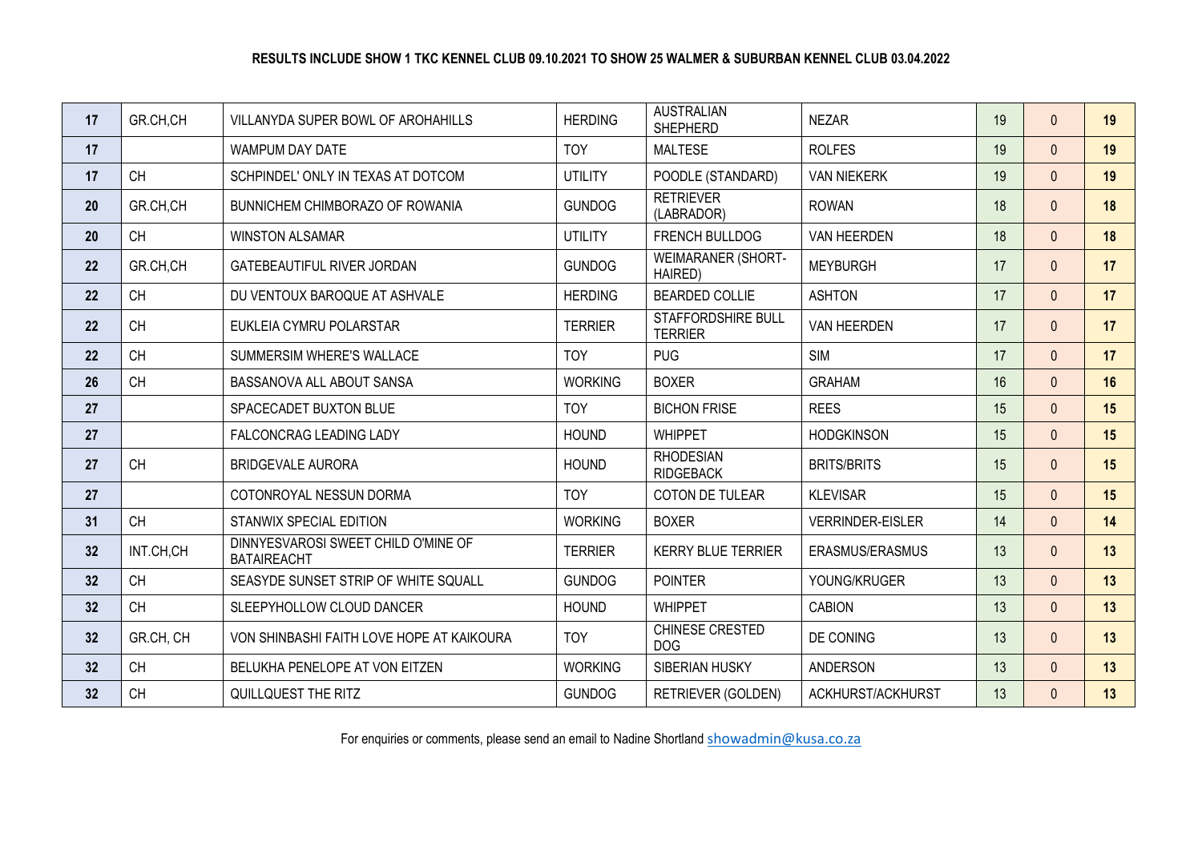**RESULTS INCLUDE SHOW 1 TKC KENNEL CLUB 09.10.2021 TO SHOW 25 WALMER & SUBURBAN KENNEL CLUB 03.04.2022**

| | | | | | | | | |
|---|---|---|---|---|---|---|---|---|
| **17** | GR.CH,CH | VILLANYDA SUPER BOWL OF AROHAHILLS | HERDING | AUSTRALIAN SHEPHERD | NEZAR | 19 | 0 | **19** |
| **17** | | WAMPUM DAY DATE | TOY | MALTESE | ROLFES | 19 | 0 | **19** |
| **17** | CH | SCHPINDEL' ONLY IN TEXAS AT DOTCOM | UTILITY | POODLE (STANDARD) | VAN NIEKERK | 19 | 0 | **19** |
| **20** | GR.CH,CH | BUNNICHEM CHIMBORAZO OF ROWANIA | GUNDOG | RETRIEVER (LABRADOR) | ROWAN | 18 | 0 | **18** |
| **20** | CH | WINSTON ALSAMAR | UTILITY | FRENCH BULLDOG | VAN HEERDEN | 18 | 0 | **18** |
| **22** | GR.CH,CH | GATEBEAUTIFUL RIVER JORDAN | GUNDOG | WEIMARANER (SHORT-HAIRED) | MEYBURGH | 17 | 0 | **17** |
| **22** | CH | DU VENTOUX BAROQUE AT ASHVALE | HERDING | BEARDED COLLIE | ASHTON | 17 | 0 | **17** |
| **22** | CH | EUKLEIA CYMRU POLARSTAR | TERRIER | STAFFORDSHIRE BULL TERRIER | VAN HEERDEN | 17 | 0 | **17** |
| **22** | CH | SUMMERSIM WHERE'S WALLACE | TOY | PUG | SIM | 17 | 0 | **17** |
| **26** | CH | BASSANOVA ALL ABOUT SANSA | WORKING | BOXER | GRAHAM | 16 | 0 | **16** |
| **27** | | SPACECADET BUXTON BLUE | TOY | BICHON FRISE | REES | 15 | 0 | **15** |
| **27** | | FALCONCRAG LEADING LADY | HOUND | WHIPPET | HODGKINSON | 15 | 0 | **15** |
| **27** | CH | BRIDGEVALE AURORA | HOUND | RHODESIAN RIDGEBACK | BRITS/BRITS | 15 | 0 | **15** |
| **27** | | COTONROYAL NESSUN DORMA | TOY | COTON DE TULEAR | KLEVISAR | 15 | 0 | **15** |
| **31** | CH | STANWIX SPECIAL EDITION | WORKING | BOXER | VERRINDER-EISLER | 14 | 0 | **14** |
| **32** | INT.CH,CH | DINNYESVAROSI SWEET CHILD O'MINE OF BATAIREACHT | TERRIER | KERRY BLUE TERRIER | ERASMUS/ERASMUS | 13 | 0 | **13** |
| **32** | CH | SEASYDE SUNSET STRIP OF WHITE SQUALL | GUNDOG | POINTER | YOUNG/KRUGER | 13 | 0 | **13** |
| **32** | CH | SLEEPYHOLLOW CLOUD DANCER | HOUND | WHIPPET | CABION | 13 | 0 | **13** |
| **32** | GR.CH, CH | VON SHINBASHI FAITH LOVE HOPE AT KAIKOURA | TOY | CHINESE CRESTED DOG | DE CONING | 13 | 0 | **13** |
| **32** | CH | BELUKHA PENELOPE AT VON EITZEN | WORKING | SIBERIAN HUSKY | ANDERSON | 13 | 0 | **13** |
| **32** | CH | QUILLQUEST THE RITZ | GUNDOG | RETRIEVER (GOLDEN) | ACKHURST/ACKHURST | 13 | 0 | **13** |

For enquiries or comments, please send an email to Nadine Shortland showadmin@kusa.co.za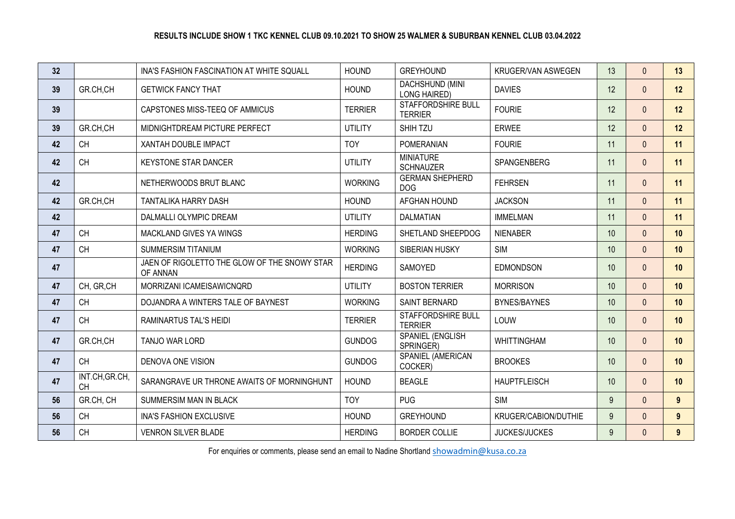**RESULTS INCLUDE SHOW 1 TKC KENNEL CLUB 09.10.2021 TO SHOW 25 WALMER & SUBURBAN KENNEL CLUB 03.04.2022**

| | | | | | | | | |
|---|---|---|---|---|---|---|---|---|
| 32 | | INA'S FASHION FASCINATION AT WHITE SQUALL | HOUND | GREYHOUND | KRUGER/VAN ASWEGEN | 13 | 0 | 13 |
| 39 | GR.CH,CH | GETWICK FANCY THAT | HOUND | DACHSHUND (MINI LONG HAIRED) | DAVIES | 12 | 0 | 12 |
| 39 | | CAPSTONES MISS-TEEQ OF AMMICUS | TERRIER | STAFFORDSHIRE BULL TERRIER | FOURIE | 12 | 0 | 12 |
| 39 | GR.CH,CH | MIDNIGHTDREAM PICTURE PERFECT | UTILITY | SHIH TZU | ERWEE | 12 | 0 | 12 |
| 42 | CH | XANTAH DOUBLE IMPACT | TOY | POMERANIAN | FOURIE | 11 | 0 | 11 |
| 42 | CH | KEYSTONE STAR DANCER | UTILITY | MINIATURE SCHNAUZER | SPANGENBERG | 11 | 0 | 11 |
| 42 | | NETHERWOODS BRUT BLANC | WORKING | GERMAN SHEPHERD DOG | FEHRSEN | 11 | 0 | 11 |
| 42 | GR.CH,CH | TANTALIKA HARRY DASH | HOUND | AFGHAN HOUND | JACKSON | 11 | 0 | 11 |
| 42 | | DALMALLI OLYMPIC DREAM | UTILITY | DALMATIAN | IMMELMAN | 11 | 0 | 11 |
| 47 | CH | MACKLAND GIVES YA WINGS | HERDING | SHETLAND SHEEPDOG | NIENABER | 10 | 0 | 10 |
| 47 | CH | SUMMERSIM TITANIUM | WORKING | SIBERIAN HUSKY | SIM | 10 | 0 | 10 |
| 47 | | JAEN OF RIGOLETTO THE GLOW OF THE SNOWY STAR OF ANNAN | HERDING | SAMOYED | EDMONDSON | 10 | 0 | 10 |
| 47 | CH, GR,CH | MORRIZANI ICAMEISAWICNQRD | UTILITY | BOSTON TERRIER | MORRISON | 10 | 0 | 10 |
| 47 | CH | DOJANDRA A WINTERS TALE OF BAYNEST | WORKING | SAINT BERNARD | BYNES/BAYNES | 10 | 0 | 10 |
| 47 | CH | RAMINARTUS TAL'S HEIDI | TERRIER | STAFFORDSHIRE BULL TERRIER | LOUW | 10 | 0 | 10 |
| 47 | GR.CH,CH | TANJO WAR LORD | GUNDOG | SPANIEL (ENGLISH SPRINGER) | WHITTINGHAM | 10 | 0 | 10 |
| 47 | CH | DENOVA ONE VISION | GUNDOG | SPANIEL (AMERICAN COCKER) | BROOKES | 10 | 0 | 10 |
| 47 | INT.CH,GR.CH, CH | SARANGRAVE UR THRONE AWAITS OF MORNINGHUNT | HOUND | BEAGLE | HAUPTFLEISCH | 10 | 0 | 10 |
| 56 | GR.CH, CH | SUMMERSIM MAN IN BLACK | TOY | PUG | SIM | 9 | 0 | 9 |
| 56 | CH | INA'S FASHION EXCLUSIVE | HOUND | GREYHOUND | KRUGER/CABION/DUTHIE | 9 | 0 | 9 |
| 56 | CH | VENRON SILVER BLADE | HERDING | BORDER COLLIE | JUCKES/JUCKES | 9 | 0 | 9 |

For enquiries or comments, please send an email to Nadine Shortland showadmin@kusa.co.za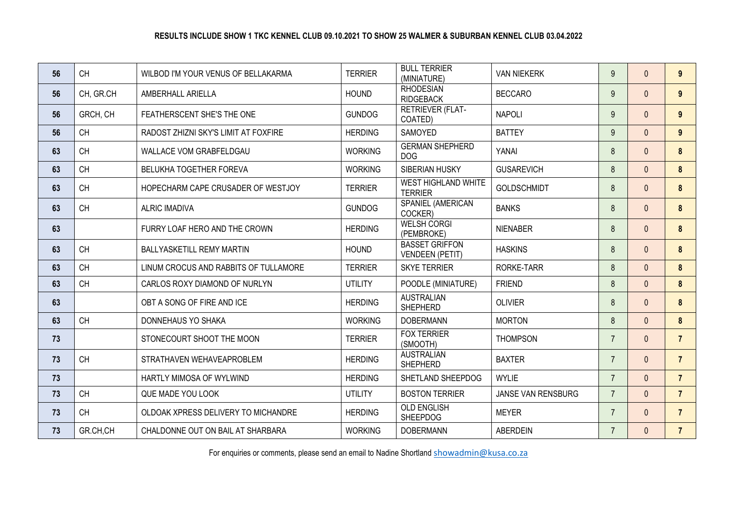**RESULTS INCLUDE SHOW 1 TKC KENNEL CLUB 09.10.2021 TO SHOW 25 WALMER & SUBURBAN KENNEL CLUB 03.04.2022**

| | | | | | | | | |
|---|---|---|---|---|---|---|---|---|
| **56** | CH | WILBOD I'M YOUR VENUS OF BELLAKARMA | TERRIER | BULL TERRIER (MINIATURE) | VAN NIEKERK | 9 | 0 | **9** |
| **56** | CH, GR.CH | AMBERHALL ARIELLA | HOUND | RHODESIAN RIDGEBACK | BECCARO | 9 | 0 | **9** |
| **56** | GRCH, CH | FEATHERSCENT SHE'S THE ONE | GUNDOG | RETRIEVER (FLAT-COATED) | NAPOLI | 9 | 0 | **9** |
| **56** | CH | RADOST ZHIZNI SKY'S LIMIT AT FOXFIRE | HERDING | SAMOYED | BATTEY | 9 | 0 | **9** |
| **63** | CH | WALLACE VOM GRABFELDGAU | WORKING | GERMAN SHEPHERD DOG | YANAI | 8 | 0 | **8** |
| **63** | CH | BELUKHA TOGETHER FOREVA | WORKING | SIBERIAN HUSKY | GUSAREVICH | 8 | 0 | **8** |
| **63** | CH | HOPECHARM CAPE CRUSADER OF WESTJOY | TERRIER | WEST HIGHLAND WHITE TERRIER | GOLDSCHMIDT | 8 | 0 | **8** |
| **63** | CH | ALRIC IMADIVA | GUNDOG | SPANIEL (AMERICAN COCKER) | BANKS | 8 | 0 | **8** |
| **63** | | FURRY LOAF HERO AND THE CROWN | HERDING | WELSH CORGI (PEMBROKE) | NIENABER | 8 | 0 | **8** |
| **63** | CH | BALLYASKETILL REMY MARTIN | HOUND | BASSET GRIFFON VENDEEN (PETIT) | HASKINS | 8 | 0 | **8** |
| **63** | CH | LINUM CROCUS AND RABBITS OF TULLAMORE | TERRIER | SKYE TERRIER | RORKE-TARR | 8 | 0 | **8** |
| **63** | CH | CARLOS ROXY DIAMOND OF NURLYN | UTILITY | POODLE (MINIATURE) | FRIEND | 8 | 0 | **8** |
| **63** | | OBT A SONG OF FIRE AND ICE | HERDING | AUSTRALIAN SHEPHERD | OLIVIER | 8 | 0 | **8** |
| **63** | CH | DONNEHAUS YO SHAKA | WORKING | DOBERMANN | MORTON | 8 | 0 | **8** |
| **73** | | STONECOURT SHOOT THE MOON | TERRIER | FOX TERRIER (SMOOTH) | THOMPSON | 7 | 0 | **7** |
| **73** | CH | STRATHAVEN WEHAVEAPROBLEM | HERDING | AUSTRALIAN SHEPHERD | BAXTER | 7 | 0 | **7** |
| **73** | | HARTLY MIMOSA OF WYLWIND | HERDING | SHETLAND SHEEPDOG | WYLIE | 7 | 0 | **7** |
| **73** | CH | QUE MADE YOU LOOK | UTILITY | BOSTON TERRIER | JANSE VAN RENSBURG | 7 | 0 | **7** |
| **73** | CH | OLDOAK XPRESS DELIVERY TO MICHANDRE | HERDING | OLD ENGLISH SHEEPDOG | MEYER | 7 | 0 | **7** |
| **73** | GR.CH,CH | CHALDONNE OUT ON BAIL AT SHARBARA | WORKING | DOBERMANN | ABERDEIN | 7 | 0 | **7** |

For enquiries or comments, please send an email to Nadine Shortland showadmin@kusa.co.za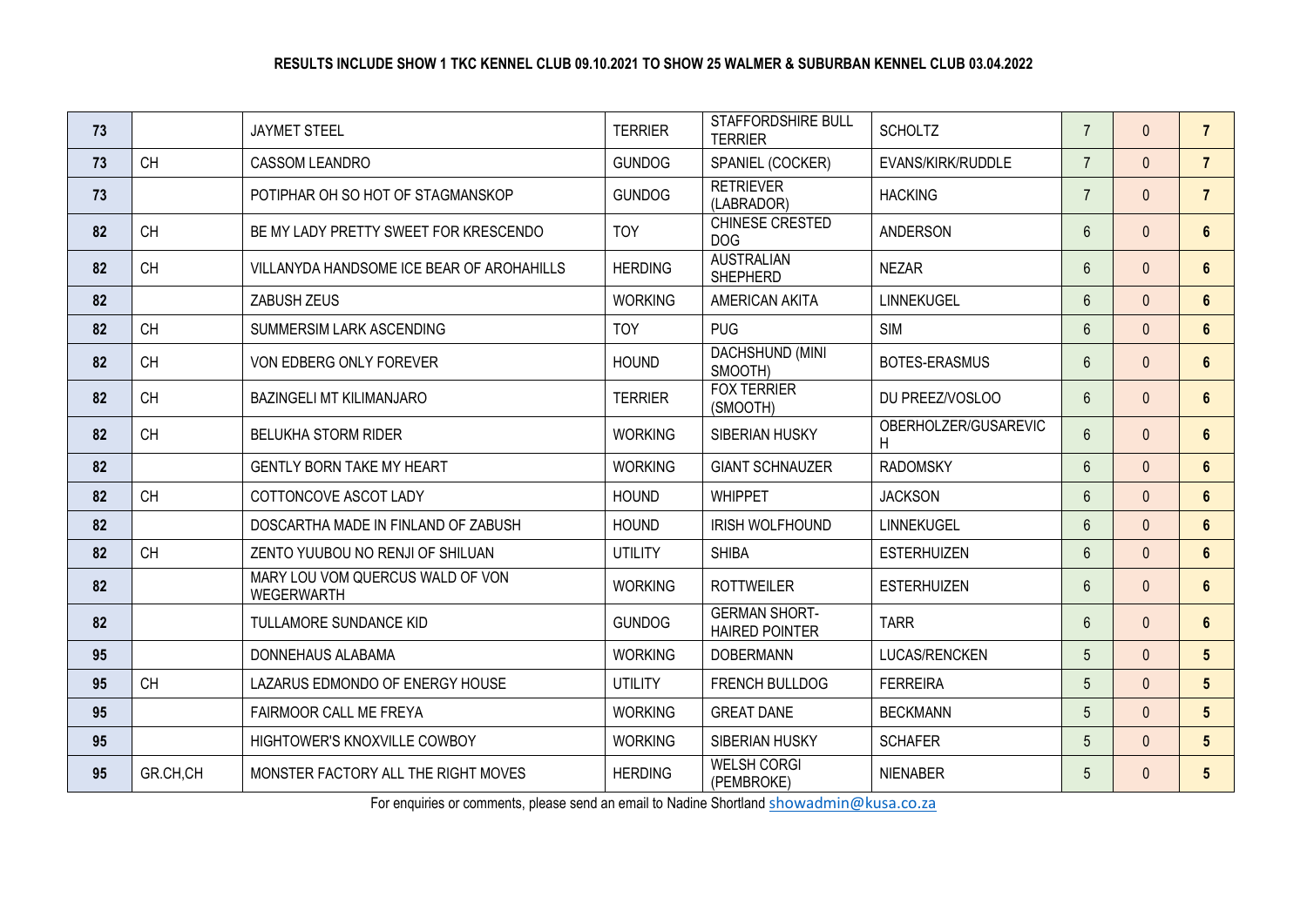**RESULTS INCLUDE SHOW 1 TKC KENNEL CLUB 09.10.2021 TO SHOW 25 WALMER & SUBURBAN KENNEL CLUB 03.04.2022**

| | | | | | | | | |
|---|---|---|---|---|---|---|---|---|
| 73 | | JAYMET STEEL | TERRIER | STAFFORDSHIRE BULL TERRIER | SCHOLTZ | 7 | 0 | 7 |
| 73 | CH | CASSOM LEANDRO | GUNDOG | SPANIEL (COCKER) | EVANS/KIRK/RUDDLE | 7 | 0 | 7 |
| 73 | | POTIPHAR OH SO HOT OF STAGMANSKOP | GUNDOG | RETRIEVER (LABRADOR) | HACKING | 7 | 0 | 7 |
| 82 | CH | BE MY LADY PRETTY SWEET FOR KRESCENDO | TOY | CHINESE CRESTED DOG | ANDERSON | 6 | 0 | 6 |
| 82 | CH | VILLANYDA HANDSOME ICE BEAR OF AROHAHILLS | HERDING | AUSTRALIAN SHEPHERD | NEZAR | 6 | 0 | 6 |
| 82 | | ZABUSH ZEUS | WORKING | AMERICAN AKITA | LINNEKUGEL | 6 | 0 | 6 |
| 82 | CH | SUMMERSIM LARK ASCENDING | TOY | PUG | SIM | 6 | 0 | 6 |
| 82 | CH | VON EDBERG ONLY FOREVER | HOUND | DACHSHUND (MINI SMOOTH) | BOTES-ERASMUS | 6 | 0 | 6 |
| 82 | CH | BAZINGELI MT KILIMANJARO | TERRIER | FOX TERRIER (SMOOTH) | DU PREEZ/VOSLOO | 6 | 0 | 6 |
| 82 | CH | BELUKHA STORM RIDER | WORKING | SIBERIAN HUSKY | OBERHOLZER/GUSAREVICH | 6 | 0 | 6 |
| 82 | | GENTLY BORN TAKE MY HEART | WORKING | GIANT SCHNAUZER | RADOMSKY | 6 | 0 | 6 |
| 82 | CH | COTTONCOVE ASCOT LADY | HOUND | WHIPPET | JACKSON | 6 | 0 | 6 |
| 82 | | DOSCARTHA MADE IN FINLAND OF ZABUSH | HOUND | IRISH WOLFHOUND | LINNEKUGEL | 6 | 0 | 6 |
| 82 | CH | ZENTO YUUBOU NO RENJI OF SHILUAN | UTILITY | SHIBA | ESTERHUIZEN | 6 | 0 | 6 |
| 82 | | MARY LOU VOM QUERCUS WALD OF VON WEGERWARTH | WORKING | ROTTWEILER | ESTERHUIZEN | 6 | 0 | 6 |
| 82 | | TULLAMORE SUNDANCE KID | GUNDOG | GERMAN SHORT-HAIRED POINTER | TARR | 6 | 0 | 6 |
| 95 | | DONNEHAUS ALABAMA | WORKING | DOBERMANN | LUCAS/RENCKEN | 5 | 0 | 5 |
| 95 | CH | LAZARUS EDMONDO OF ENERGY HOUSE | UTILITY | FRENCH BULLDOG | FERREIRA | 5 | 0 | 5 |
| 95 | | FAIRMOOR CALL ME FREYA | WORKING | GREAT DANE | BECKMANN | 5 | 0 | 5 |
| 95 | | HIGHTOWER'S KNOXVILLE COWBOY | WORKING | SIBERIAN HUSKY | SCHAFER | 5 | 0 | 5 |
| 95 | GR.CH,CH | MONSTER FACTORY ALL THE RIGHT MOVES | HERDING | WELSH CORGI (PEMBROKE) | NIENABER | 5 | 0 | 5 |

For enquiries or comments, please send an email to Nadine Shortland showadmin@kusa.co.za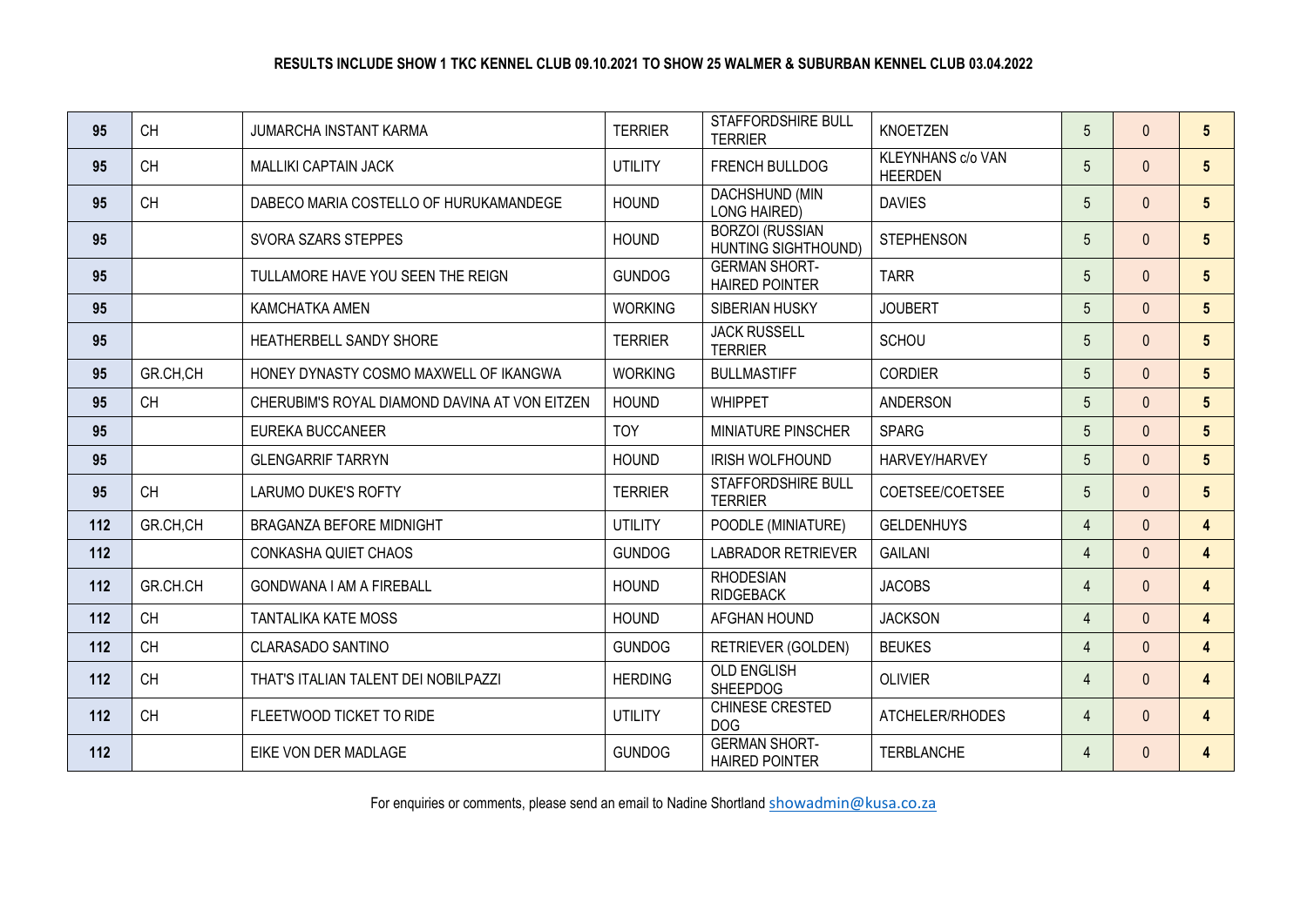**RESULTS INCLUDE SHOW 1 TKC KENNEL CLUB 09.10.2021 TO SHOW 25 WALMER & SUBURBAN KENNEL CLUB 03.04.2022**

| | | | | | | | | |
|---|---|---|---|---|---|---|---|---|
| 95 | CH | JUMARCHA INSTANT KARMA | TERRIER | STAFFORDSHIRE BULL TERRIER | KNOETZEN | 5 | 0 | 5 |
| 95 | CH | MALLIKI CAPTAIN JACK | UTILITY | FRENCH BULLDOG | KLEYNHANS c/o VAN HEERDEN | 5 | 0 | 5 |
| 95 | CH | DABECO MARIA COSTELLO OF HURUKAMANDEGE | HOUND | DACHSHUND (MIN LONG HAIRED) | DAVIES | 5 | 0 | 5 |
| 95 | | SVORA SZARS STEPPES | HOUND | BORZOI (RUSSIAN HUNTING SIGHTHOUND) | STEPHENSON | 5 | 0 | 5 |
| 95 | | TULLAMORE HAVE YOU SEEN THE REIGN | GUNDOG | GERMAN SHORT-HAIRED POINTER | TARR | 5 | 0 | 5 |
| 95 | | KAMCHATKA AMEN | WORKING | SIBERIAN HUSKY | JOUBERT | 5 | 0 | 5 |
| 95 | | HEATHERBELL SANDY SHORE | TERRIER | JACK RUSSELL TERRIER | SCHOU | 5 | 0 | 5 |
| 95 | GR.CH,CH | HONEY DYNASTY COSMO MAXWELL OF IKANGWA | WORKING | BULLMASTIFF | CORDIER | 5 | 0 | 5 |
| 95 | CH | CHERUBIM'S ROYAL DIAMOND DAVINA AT VON EITZEN | HOUND | WHIPPET | ANDERSON | 5 | 0 | 5 |
| 95 | | EUREKA BUCCANEER | TOY | MINIATURE PINSCHER | SPARG | 5 | 0 | 5 |
| 95 | | GLENGARRIF TARRYN | HOUND | IRISH WOLFHOUND | HARVEY/HARVEY | 5 | 0 | 5 |
| 95 | CH | LARUMO DUKE'S ROFTY | TERRIER | STAFFORDSHIRE BULL TERRIER | COETSEE/COETSEE | 5 | 0 | 5 |
| 112 | GR.CH,CH | BRAGANZA BEFORE MIDNIGHT | UTILITY | POODLE (MINIATURE) | GELDENHUYS | 4 | 0 | 4 |
| 112 | | CONKASHA QUIET CHAOS | GUNDOG | LABRADOR RETRIEVER | GAILANI | 4 | 0 | 4 |
| 112 | GR.CH.CH | GONDWANA I AM A FIREBALL | HOUND | RHODESIAN RIDGEBACK | JACOBS | 4 | 0 | 4 |
| 112 | CH | TANTALIKA KATE MOSS | HOUND | AFGHAN HOUND | JACKSON | 4 | 0 | 4 |
| 112 | CH | CLARASADO SANTINO | GUNDOG | RETRIEVER (GOLDEN) | BEUKES | 4 | 0 | 4 |
| 112 | CH | THAT'S ITALIAN TALENT DEI NOBILPAZZI | HERDING | OLD ENGLISH SHEEPDOG | OLIVIER | 4 | 0 | 4 |
| 112 | CH | FLEETWOOD TICKET TO RIDE | UTILITY | CHINESE CRESTED DOG | ATCHELER/RHODES | 4 | 0 | 4 |
| 112 | | EIKE VON DER MADLAGE | GUNDOG | GERMAN SHORT-HAIRED POINTER | TERBLANCHE | 4 | 0 | 4 |

For enquiries or comments, please send an email to Nadine Shortland showadmin@kusa.co.za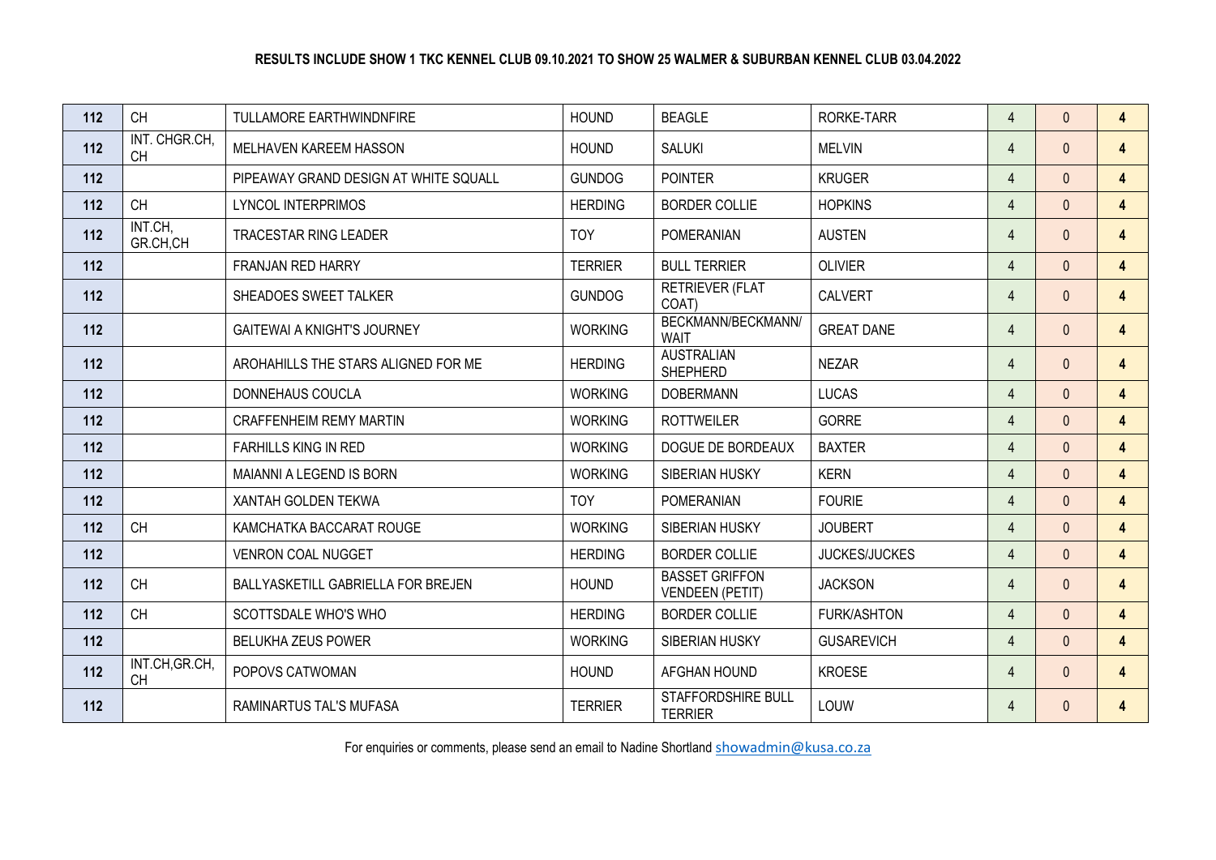**RESULTS INCLUDE SHOW 1 TKC KENNEL CLUB 09.10.2021 TO SHOW 25 WALMER & SUBURBAN KENNEL CLUB 03.04.2022**

| | | | | | | | | |
|---|---|---|---|---|---|---|---|---|
| 112 | CH | TULLAMORE EARTHWINDNFIRE | HOUND | BEAGLE | RORKE-TARR | 4 | 0 | 4 |
| 112 | INT. CHGR.CH, CH | MELHAVEN KAREEM HASSON | HOUND | SALUKI | MELVIN | 4 | 0 | 4 |
| 112 | | PIPEAWAY GRAND DESIGN AT WHITE SQUALL | GUNDOG | POINTER | KRUGER | 4 | 0 | 4 |
| 112 | CH | LYNCOL INTERPRIMOS | HERDING | BORDER COLLIE | HOPKINS | 4 | 0 | 4 |
| 112 | INT.CH, GR.CH,CH | TRACESTAR RING LEADER | TOY | POMERANIAN | AUSTEN | 4 | 0 | 4 |
| 112 | | FRANJAN RED HARRY | TERRIER | BULL TERRIER | OLIVIER | 4 | 0 | 4 |
| 112 | | SHEADOES SWEET TALKER | GUNDOG | RETRIEVER (FLAT COAT) | CALVERT | 4 | 0 | 4 |
| 112 | | GAITEWAI A KNIGHT'S JOURNEY | WORKING | BECKMANN/BECKMANN/ WAIT | GREAT DANE | 4 | 0 | 4 |
| 112 | | AROHAHILLS THE STARS ALIGNED FOR ME | HERDING | AUSTRALIAN SHEPHERD | NEZAR | 4 | 0 | 4 |
| 112 | | DONNEHAUS COUCLA | WORKING | DOBERMANN | LUCAS | 4 | 0 | 4 |
| 112 | | CRAFFENHEIM REMY MARTIN | WORKING | ROTTWEILER | GORRE | 4 | 0 | 4 |
| 112 | | FARHILLS KING IN RED | WORKING | DOGUE DE BORDEAUX | BAXTER | 4 | 0 | 4 |
| 112 | | MAIANNI A LEGEND IS BORN | WORKING | SIBERIAN HUSKY | KERN | 4 | 0 | 4 |
| 112 | | XANTAH GOLDEN TEKWA | TOY | POMERANIAN | FOURIE | 4 | 0 | 4 |
| 112 | CH | KAMCHATKA BACCARAT ROUGE | WORKING | SIBERIAN HUSKY | JOUBERT | 4 | 0 | 4 |
| 112 | | VENRON COAL NUGGET | HERDING | BORDER COLLIE | JUCKES/JUCKES | 4 | 0 | 4 |
| 112 | CH | BALLYASKETILL GABRIELLA FOR BREJEN | HOUND | BASSET GRIFFON VENDEEN (PETIT) | JACKSON | 4 | 0 | 4 |
| 112 | CH | SCOTTSDALE WHO'S WHO | HERDING | BORDER COLLIE | FURK/ASHTON | 4 | 0 | 4 |
| 112 | | BELUKHA ZEUS POWER | WORKING | SIBERIAN HUSKY | GUSAREVICH | 4 | 0 | 4 |
| 112 | INT.CH,GR.CH, CH | POPOVS CATWOMAN | HOUND | AFGHAN HOUND | KROESE | 4 | 0 | 4 |
| 112 | | RAMINARTUS TAL'S MUFASA | TERRIER | STAFFORDSHIRE BULL TERRIER | LOUW | 4 | 0 | 4 |

For enquiries or comments, please send an email to Nadine Shortland showadmin@kusa.co.za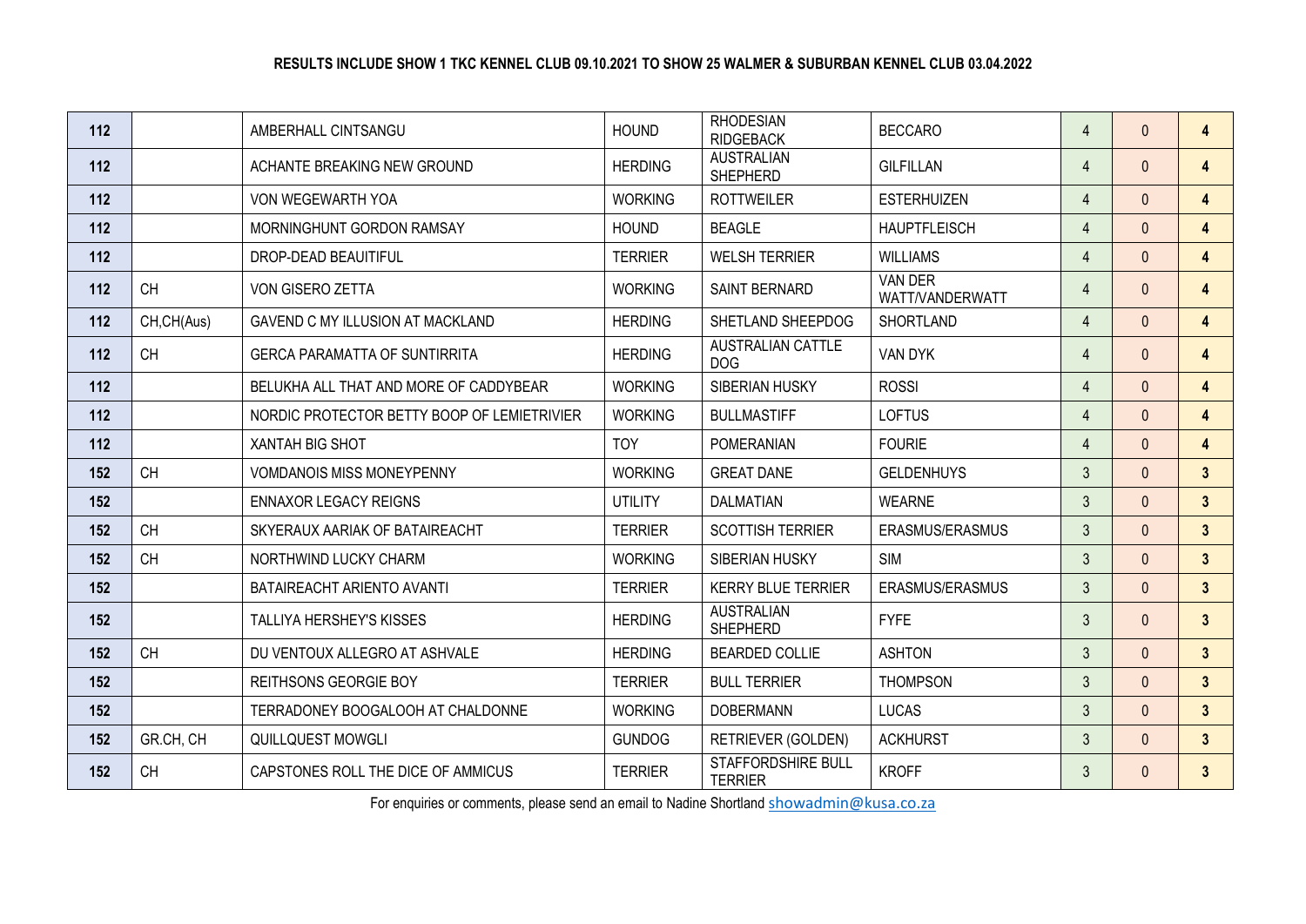**RESULTS INCLUDE SHOW 1 TKC KENNEL CLUB 09.10.2021 TO SHOW 25 WALMER & SUBURBAN KENNEL CLUB 03.04.2022**

| | | | | | | | | |
|---|---|---|---|---|---|---|---|---|
| 112 | | AMBERHALL CINTSANGU | HOUND | RHODESIAN RIDGEBACK | BECCARO | 4 | 0 | 4 |
| 112 | | ACHANTE BREAKING NEW GROUND | HERDING | AUSTRALIAN SHEPHERD | GILFILLAN | 4 | 0 | 4 |
| 112 | | VON WEGEWARTH YOA | WORKING | ROTTWEILER | ESTERHUIZEN | 4 | 0 | 4 |
| 112 | | MORNINGHUNT GORDON RAMSAY | HOUND | BEAGLE | HAUPTFLEISCH | 4 | 0 | 4 |
| 112 | | DROP-DEAD BEAUIFITUL | TERRIER | WELSH TERRIER | WILLIAMS | 4 | 0 | 4 |
| 112 | CH | VON GISERO ZETTA | WORKING | SAINT BERNARD | VAN DER WATT/VANDERWATT | 4 | 0 | 4 |
| 112 | CH,CH(Aus) | GAVEND C MY ILLUSION AT MACKLAND | HERDING | SHETLAND SHEEPDOG | SHORTLAND | 4 | 0 | 4 |
| 112 | CH | GERCA PARAMATTA OF SUNTIRRITA | HERDING | AUSTRALIAN CATTLE DOG | VAN DYK | 4 | 0 | 4 |
| 112 | | BELUKHA ALL THAT AND MORE OF CADDYBEAR | WORKING | SIBERIAN HUSKY | ROSSI | 4 | 0 | 4 |
| 112 | | NORDIC PROTECTOR BETTY BOOP OF LEMIETRIVIER | WORKING | BULLMASTIFF | LOFTUS | 4 | 0 | 4 |
| 112 | | XANTAH BIG SHOT | TOY | POMERANIAN | FOURIE | 4 | 0 | 4 |
| 152 | CH | VOMDANOIS MISS MONEYPENNY | WORKING | GREAT DANE | GELDENHUYS | 3 | 0 | 3 |
| 152 | | ENNAXOR LEGACY REIGNS | UTILITY | DALMATIAN | WEARNE | 3 | 0 | 3 |
| 152 | CH | SKYERAUX AARIAK OF BATAIREACHT | TERRIER | SCOTTISH TERRIER | ERASMUS/ERASMUS | 3 | 0 | 3 |
| 152 | CH | NORTHWIND LUCKY CHARM | WORKING | SIBERIAN HUSKY | SIM | 3 | 0 | 3 |
| 152 | | BATAIREACHT ARIENTO AVANTI | TERRIER | KERRY BLUE TERRIER | ERASMUS/ERASMUS | 3 | 0 | 3 |
| 152 | | TALLIYA HERSHEY'S KISSES | HERDING | AUSTRALIAN SHEPHERD | FYFE | 3 | 0 | 3 |
| 152 | CH | DU VENTOUX ALLEGRO AT ASHVALE | HERDING | BEARDED COLLIE | ASHTON | 3 | 0 | 3 |
| 152 | | REITHSONS GEORGIE BOY | TERRIER | BULL TERRIER | THOMPSON | 3 | 0 | 3 |
| 152 | | TERRADONEY BOOGALOOH AT CHALDONNE | WORKING | DOBERMANN | LUCAS | 3 | 0 | 3 |
| 152 | GR.CH, CH | QUILLQUEST MOWGLI | GUNDOG | RETRIEVER (GOLDEN) | ACKHURST | 3 | 0 | 3 |
| 152 | CH | CAPSTONES ROLL THE DICE OF AMMICUS | TERRIER | STAFFORDSHIRE BULL TERRIER | KROFF | 3 | 0 | 3 |

For enquiries or comments, please send an email to Nadine Shortland showadmin@kusa.co.za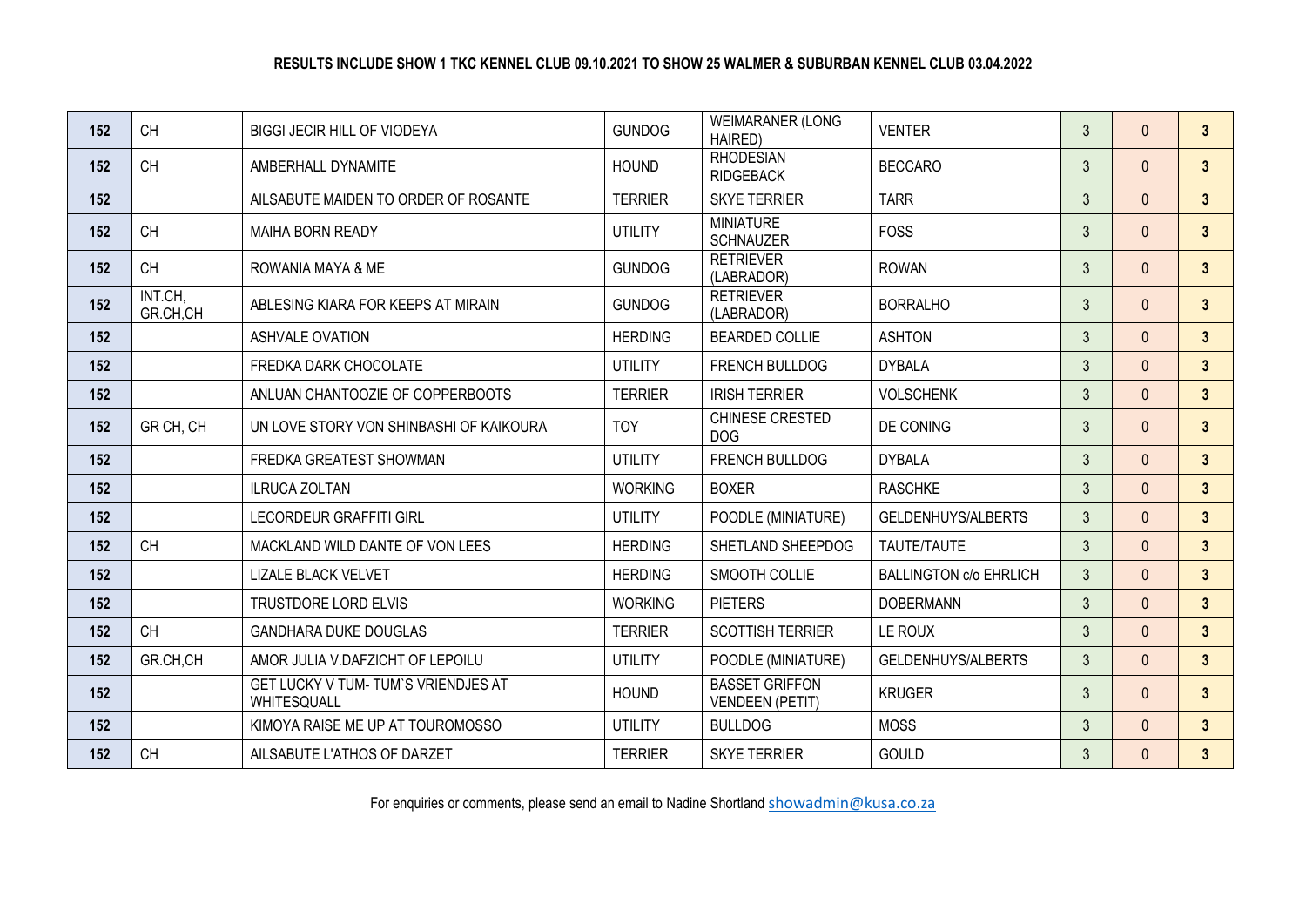**RESULTS INCLUDE SHOW 1 TKC KENNEL CLUB 09.10.2021 TO SHOW 25 WALMER & SUBURBAN KENNEL CLUB 03.04.2022**

| | | | | | | | | |
|---|---|---|---|---|---|---|---|---|
| 152 | CH | BIGGI JECIR HILL OF VIODEYA | GUNDOG | WEIMARANER (LONG HAIRED) | VENTER | 3 | 0 | 3 |
| 152 | CH | AMBERHALL DYNAMITE | HOUND | RHODESIAN RIDGEBACK | BECCARO | 3 | 0 | 3 |
| 152 | | AILSABUTE MAIDEN TO ORDER OF ROSANTE | TERRIER | SKYE TERRIER | TARR | 3 | 0 | 3 |
| 152 | CH | MAIHA BORN READY | UTILITY | MINIATURE SCHNAUZER | FOSS | 3 | 0 | 3 |
| 152 | CH | ROWANIA MAYA & ME | GUNDOG | RETRIEVER (LABRADOR) | ROWAN | 3 | 0 | 3 |
| 152 | INT.CH, GR.CH,CH | ABLESING KIARA FOR KEEPS AT MIRAIN | GUNDOG | RETRIEVER (LABRADOR) | BORRALHO | 3 | 0 | 3 |
| 152 | | ASHVALE OVATION | HERDING | BEARDED COLLIE | ASHTON | 3 | 0 | 3 |
| 152 | | FREDKA DARK CHOCOLATE | UTILITY | FRENCH BULLDOG | DYBALA | 3 | 0 | 3 |
| 152 | | ANLUAN CHANTOOZIE OF COPPERBOOTS | TERRIER | IRISH TERRIER | VOLSCHENK | 3 | 0 | 3 |
| 152 | GR CH, CH | UN LOVE STORY VON SHINBASHI OF KAIKOURA | TOY | CHINESE CRESTED DOG | DE CONING | 3 | 0 | 3 |
| 152 | | FREDKA GREATEST SHOWMAN | UTILITY | FRENCH BULLDOG | DYBALA | 3 | 0 | 3 |
| 152 | | ILRUCA ZOLTAN | WORKING | BOXER | RASCHKE | 3 | 0 | 3 |
| 152 | | LECORDEUR GRAFFITI GIRL | UTILITY | POODLE (MINIATURE) | GELDENHUYS/ALBERTS | 3 | 0 | 3 |
| 152 | CH | MACKLAND WILD DANTE OF VON LEES | HERDING | SHETLAND SHEEPDOG | TAUTE/TAUTE | 3 | 0 | 3 |
| 152 | | LIZALE BLACK VELVET | HERDING | SMOOTH COLLIE | BALLINGTON c/o EHRLICH | 3 | 0 | 3 |
| 152 | | TRUSTDORE LORD ELVIS | WORKING | PIETERS | DOBERMANN | 3 | 0 | 3 |
| 152 | CH | GANDHARA DUKE DOUGLAS | TERRIER | SCOTTISH TERRIER | LE ROUX | 3 | 0 | 3 |
| 152 | GR.CH,CH | AMOR JULIA V.DAFZICHT OF LEPOILU | UTILITY | POODLE (MINIATURE) | GELDENHUYS/ALBERTS | 3 | 0 | 3 |
| 152 | | GET LUCKY V TUM- TUM`S VRIENDJES AT WHITESQUALL | HOUND | BASSET GRIFFON VENDEEN (PETIT) | KRUGER | 3 | 0 | 3 |
| 152 | | KIMOYA RAISE ME UP AT TOUROMOSSO | UTILITY | BULLDOG | MOSS | 3 | 0 | 3 |
| 152 | CH | AILSABUTE L'ATHOS OF DARZET | TERRIER | SKYE TERRIER | GOULD | 3 | 0 | 3 |

For enquiries or comments, please send an email to Nadine Shortland showadmin@kusa.co.za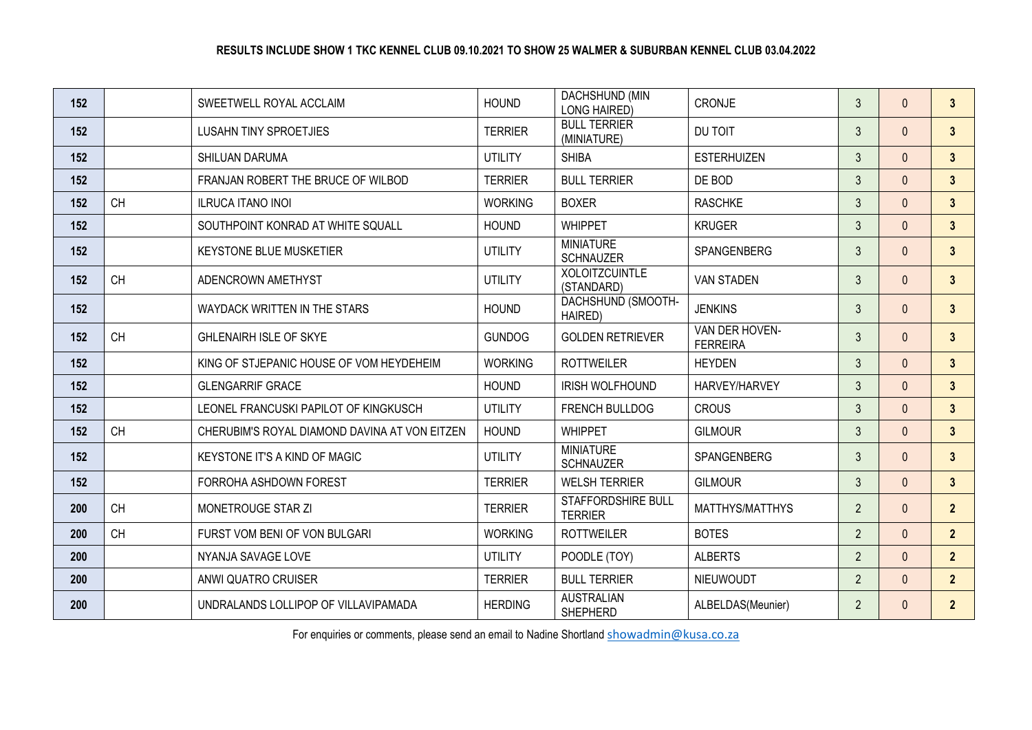**RESULTS INCLUDE SHOW 1 TKC KENNEL CLUB 09.10.2021 TO SHOW 25 WALMER & SUBURBAN KENNEL CLUB 03.04.2022**

| | | | | | | | | |
|---|---|---|---|---|---|---|---|---|
| **152** | | SWEETWELL ROYAL ACCLAIM | HOUND | DACHSHUND (MIN LONG HAIRED) | CRONJE | 3 | 0 | **3** |
| **152** | | LUSAHN TINY SPROETJIES | TERRIER | BULL TERRIER (MINIATURE) | DU TOIT | 3 | 0 | **3** |
| **152** | | SHILUAN DARUMA | UTILITY | SHIBA | ESTERHUIZEN | 3 | 0 | **3** |
| **152** | | FRANJAN ROBERT THE BRUCE OF WILBOD | TERRIER | BULL TERRIER | DE BOD | 3 | 0 | **3** |
| **152** | CH | ILRUCA ITANO INOI | WORKING | BOXER | RASCHKE | 3 | 0 | **3** |
| **152** | | SOUTHPOINT KONRAD AT WHITE SQUALL | HOUND | WHIPPET | KRUGER | 3 | 0 | **3** |
| **152** | | KEYSTONE BLUE MUSKETIER | UTILITY | MINIATURE SCHNAUZER | SPANGENBERG | 3 | 0 | **3** |
| **152** | CH | ADENCROWN AMETHYST | UTILITY | XOLOITZCUINTLE (STANDARD) | VAN STADEN | 3 | 0 | **3** |
| **152** | | WAYDACK WRITTEN IN THE STARS | HOUND | DACHSHUND (SMOOTH-HAIRED) | JENKINS | 3 | 0 | **3** |
| **152** | CH | GHLENAIRH ISLE OF SKYE | GUNDOG | GOLDEN RETRIEVER | VAN DER HOVEN-FERREIRA | 3 | 0 | **3** |
| **152** | | KING OF STJEPANIC HOUSE OF VOM HEYDEHEIM | WORKING | ROTTWEILER | HEYDEN | 3 | 0 | **3** |
| **152** | | GLENGARRIF GRACE | HOUND | IRISH WOLFHOUND | HARVEY/HARVEY | 3 | 0 | **3** |
| **152** | | LEONEL FRANCUSKI PAPILOT OF KINGKUSCH | UTILITY | FRENCH BULLDOG | CROUS | 3 | 0 | **3** |
| **152** | CH | CHERUBIM'S ROYAL DIAMOND DAVINA AT VON EITZEN | HOUND | WHIPPET | GILMOUR | 3 | 0 | **3** |
| **152** | | KEYSTONE IT'S A KIND OF MAGIC | UTILITY | MINIATURE SCHNAUZER | SPANGENBERG | 3 | 0 | **3** |
| **152** | | FORROHA ASHDOWN FOREST | TERRIER | WELSH TERRIER | GILMOUR | 3 | 0 | **3** |
| **200** | CH | MONETROUGE STAR ZI | TERRIER | STAFFORDSHIRE BULL TERRIER | MATTHYS/MATTHYS | 2 | 0 | **2** |
| **200** | CH | FURST VOM BENI OF VON BULGARI | WORKING | ROTTWEILER | BOTES | 2 | 0 | **2** |
| **200** | | NYANJA SAVAGE LOVE | UTILITY | POODLE (TOY) | ALBERTS | 2 | 0 | **2** |
| **200** | | ANWI QUATRO CRUISER | TERRIER | BULL TERRIER | NIEUWOUDT | 2 | 0 | **2** |
| **200** | | UNDRALANDS LOLLIPOP OF VILLAVIPAMADA | HERDING | AUSTRALIAN SHEPHERD | ALBELDAS(Meunier) | 2 | 0 | **2** |

For enquiries or comments, please send an email to Nadine Shortland showadmin@kusa.co.za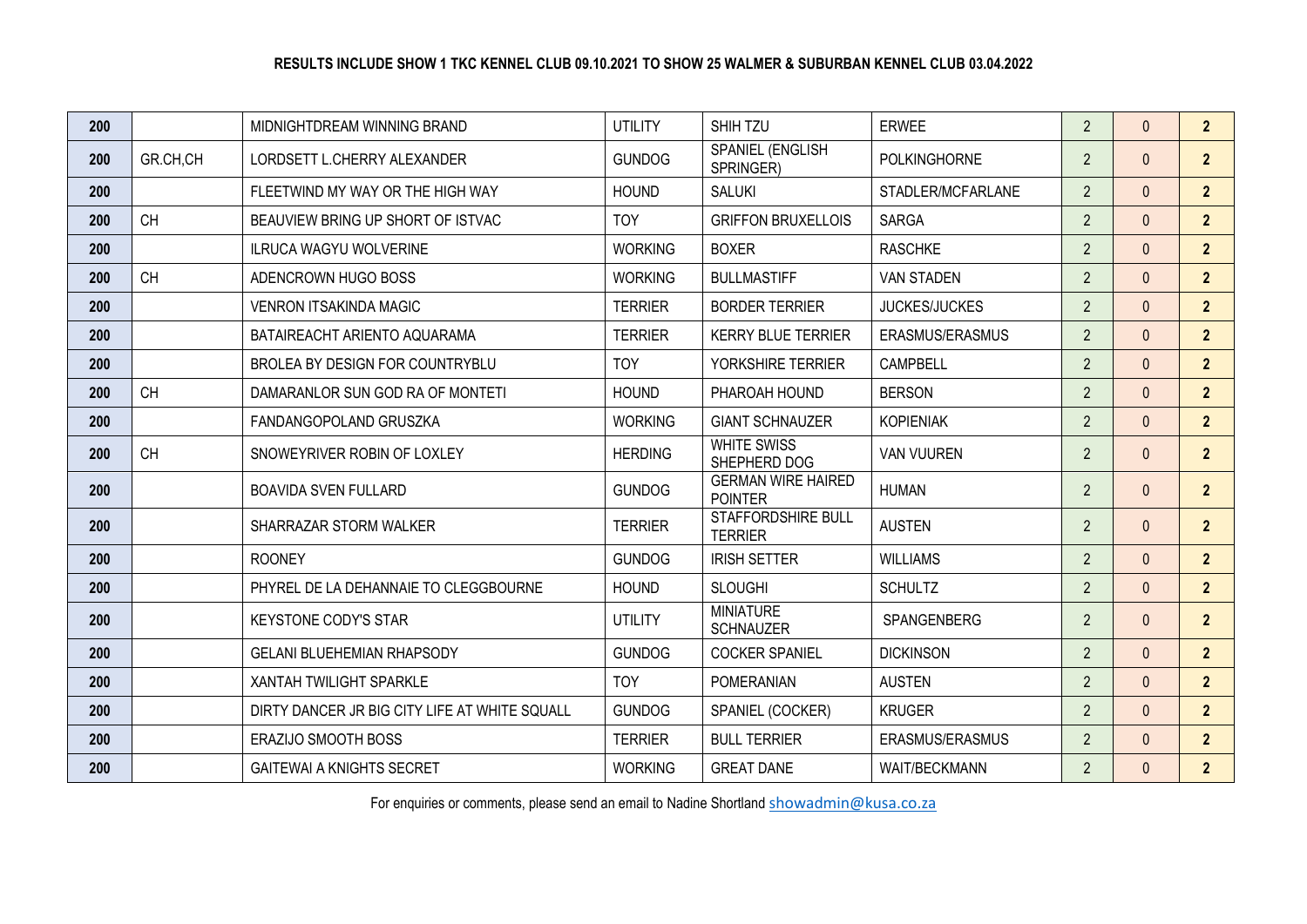**RESULTS INCLUDE SHOW 1 TKC KENNEL CLUB 09.10.2021 TO SHOW 25 WALMER & SUBURBAN KENNEL CLUB 03.04.2022**

| | | | | | | | | |
|---|---|---|---|---|---|---|---|---|
| **200** | | MIDNIGHTDREAM WINNING BRAND | UTILITY | SHIH TZU | ERWEE | 2 | 0 | **2** |
| **200** | GR.CH,CH | LORDSETT L.CHERRY ALEXANDER | GUNDOG | SPANIEL (ENGLISH SPRINGER) | POLKINGHORNE | 2 | 0 | **2** |
| **200** | | FLEETWIND MY WAY OR THE HIGH WAY | HOUND | SALUKI | STADLER/MCFARLANE | 2 | 0 | **2** |
| **200** | CH | BEAUVIEW BRING UP SHORT OF ISTVAC | TOY | GRIFFON BRUXELLOIS | SARGA | 2 | 0 | **2** |
| **200** | | ILRUCA WAGYU WOLVERINE | WORKING | BOXER | RASCHKE | 2 | 0 | **2** |
| **200** | CH | ADENCROWN HUGO BOSS | WORKING | BULLMASTIFF | VAN STADEN | 2 | 0 | **2** |
| **200** | | VENRON ITSAKINDA MAGIC | TERRIER | BORDER TERRIER | JUCKES/JUCKES | 2 | 0 | **2** |
| **200** | | BATAIREACHT ARIENTO AQUARAMA | TERRIER | KERRY BLUE TERRIER | ERASMUS/ERASMUS | 2 | 0 | **2** |
| **200** | | BROLEA BY DESIGN FOR COUNTRYBLU | TOY | YORKSHIRE TERRIER | CAMPBELL | 2 | 0 | **2** |
| **200** | CH | DAMARANLOR SUN GOD RA OF MONTETI | HOUND | PHAROAH HOUND | BERSON | 2 | 0 | **2** |
| **200** | | FANDANGOPOLAND GRUSZKA | WORKING | GIANT SCHNAUZER | KOPIENIAK | 2 | 0 | **2** |
| **200** | CH | SNOWEYRIVER ROBIN OF LOXLEY | HERDING | WHITE SWISS SHEPHERD DOG | VAN VUUREN | 2 | 0 | **2** |
| **200** | | BOAVIDA SVEN FULLARD | GUNDOG | GERMAN WIRE HAIRED POINTER | HUMAN | 2 | 0 | **2** |
| **200** | | SHARRAZAR STORM WALKER | TERRIER | STAFFORDSHIRE BULL TERRIER | AUSTEN | 2 | 0 | **2** |
| **200** | | ROONEY | GUNDOG | IRISH SETTER | WILLIAMS | 2 | 0 | **2** |
| **200** | | PHYREL DE LA DEHANNAIE TO CLEGGBOURNE | HOUND | SLOUGHI | SCHULTZ | 2 | 0 | **2** |
| **200** | | KEYSTONE CODY'S STAR | UTILITY | MINIATURE SCHNAUZER | SPANGENBERG | 2 | 0 | **2** |
| **200** | | GELANI BLUEHEMIAN RHAPSODY | GUNDOG | COCKER SPANIEL | DICKINSON | 2 | 0 | **2** |
| **200** | | XANTAH TWILIGHT SPARKLE | TOY | POMERANIAN | AUSTEN | 2 | 0 | **2** |
| **200** | | DIRTY DANCER JR BIG CITY LIFE AT WHITE SQUALL | GUNDOG | SPANIEL (COCKER) | KRUGER | 2 | 0 | **2** |
| **200** | | ERAZIJO SMOOTH BOSS | TERRIER | BULL TERRIER | ERASMUS/ERASMUS | 2 | 0 | **2** |
| **200** | | GAITEWAI A KNIGHTS SECRET | WORKING | GREAT DANE | WAIT/BECKMANN | 2 | 0 | **2** |

For enquiries or comments, please send an email to Nadine Shortland showadmin@kusa.co.za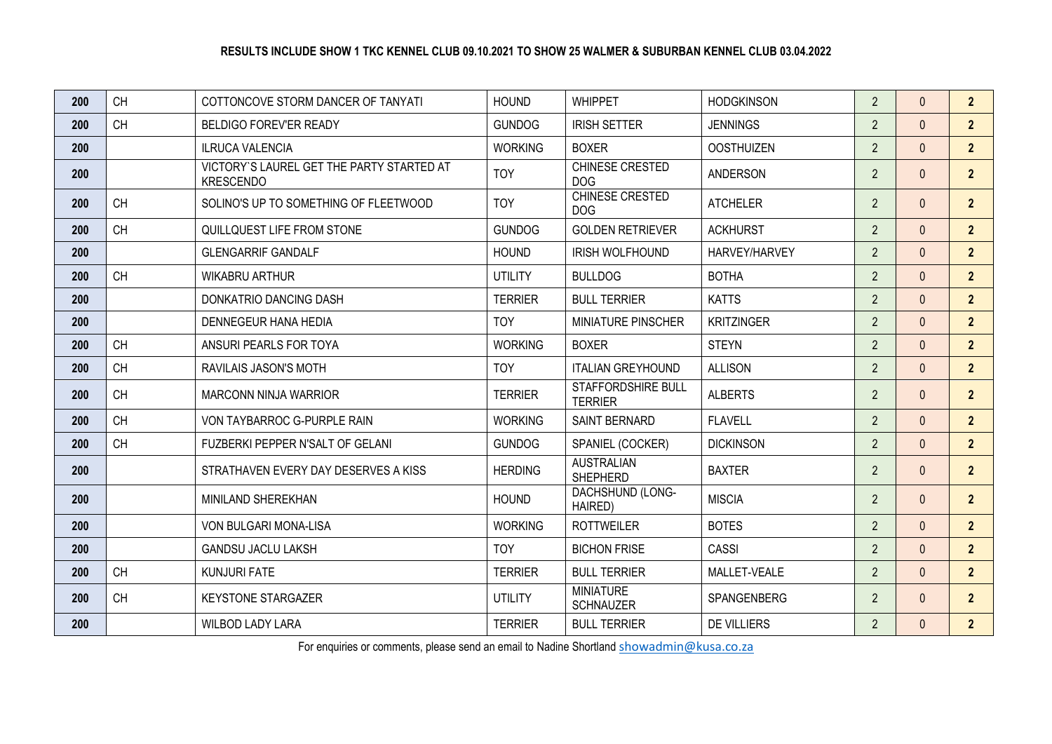**RESULTS INCLUDE SHOW 1 TKC KENNEL CLUB 09.10.2021 TO SHOW 25 WALMER & SUBURBAN KENNEL CLUB 03.04.2022**

| | | | | | | | | |
|---|---|---|---|---|---|---|---|---|
| **200** | CH | COTTONCOVE STORM DANCER OF TANYATI | HOUND | WHIPPET | HODGKINSON | 2 | 0 | **2** |
| **200** | CH | BELDIGO FOREV'ER READY | GUNDOG | IRISH SETTER | JENNINGS | 2 | 0 | **2** |
| **200** | | ILRUCA VALENCIA | WORKING | BOXER | OOSTHUIZEN | 2 | 0 | **2** |
| **200** | | VICTORY`S LAUREL GET THE PARTY STARTED AT KRESCENDO | TOY | CHINESE CRESTED DOG | ANDERSON | 2 | 0 | **2** |
| **200** | CH | SOLINO'S UP TO SOMETHING OF FLEETWOOD | TOY | CHINESE CRESTED DOG | ATCHELER | 2 | 0 | **2** |
| **200** | CH | QUILLQUEST LIFE FROM STONE | GUNDOG | GOLDEN RETRIEVER | ACKHURST | 2 | 0 | **2** |
| **200** | | GLENGARRIF GANDALF | HOUND | IRISH WOLFHOUND | HARVEY/HARVEY | 2 | 0 | **2** |
| **200** | CH | WIKABRU ARTHUR | UTILITY | BULLDOG | BOTHA | 2 | 0 | **2** |
| **200** | | DONKATRIO DANCING DASH | TERRIER | BULL TERRIER | KATTS | 2 | 0 | **2** |
| **200** | | DENNEGEUR HANA HEDIA | TOY | MINIATURE PINSCHER | KRITZINGER | 2 | 0 | **2** |
| **200** | CH | ANSURI PEARLS FOR TOYA | WORKING | BOXER | STEYN | 2 | 0 | **2** |
| **200** | CH | RAVILAIS JASON'S MOTH | TOY | ITALIAN GREYHOUND | ALLISON | 2 | 0 | **2** |
| **200** | CH | MARCONN NINJA WARRIOR | TERRIER | STAFFORDSHIRE BULL TERRIER | ALBERTS | 2 | 0 | **2** |
| **200** | CH | VON TAYBARROC G-PURPLE RAIN | WORKING | SAINT BERNARD | FLAVELL | 2 | 0 | **2** |
| **200** | CH | FUZBERKI PEPPER N'SALT OF GELANI | GUNDOG | SPANIEL (COCKER) | DICKINSON | 2 | 0 | **2** |
| **200** | | STRATHAVEN EVERY DAY DESERVES A KISS | HERDING | AUSTRALIAN SHEPHERD | BAXTER | 2 | 0 | **2** |
| **200** | | MINILAND SHEREKHAN | HOUND | DACHSHUND (LONG-HAIRED) | MISCIA | 2 | 0 | **2** |
| **200** | | VON BULGARI MONA-LISA | WORKING | ROTTWEILER | BOTES | 2 | 0 | **2** |
| **200** | | GANDSU JACLU LAKSH | TOY | BICHON FRISE | CASSI | 2 | 0 | **2** |
| **200** | CH | KUNJURI FATE | TERRIER | BULL TERRIER | MALLET-VEALE | 2 | 0 | **2** |
| **200** | CH | KEYSTONE STARGAZER | UTILITY | MINIATURE SCHNAUZER | SPANGENBERG | 2 | 0 | **2** |
| **200** | | WILBOD LADY LARA | TERRIER | BULL TERRIER | DE VILLIERS | 2 | 0 | **2** |

For enquiries or comments, please send an email to Nadine Shortland showadmin@kusa.co.za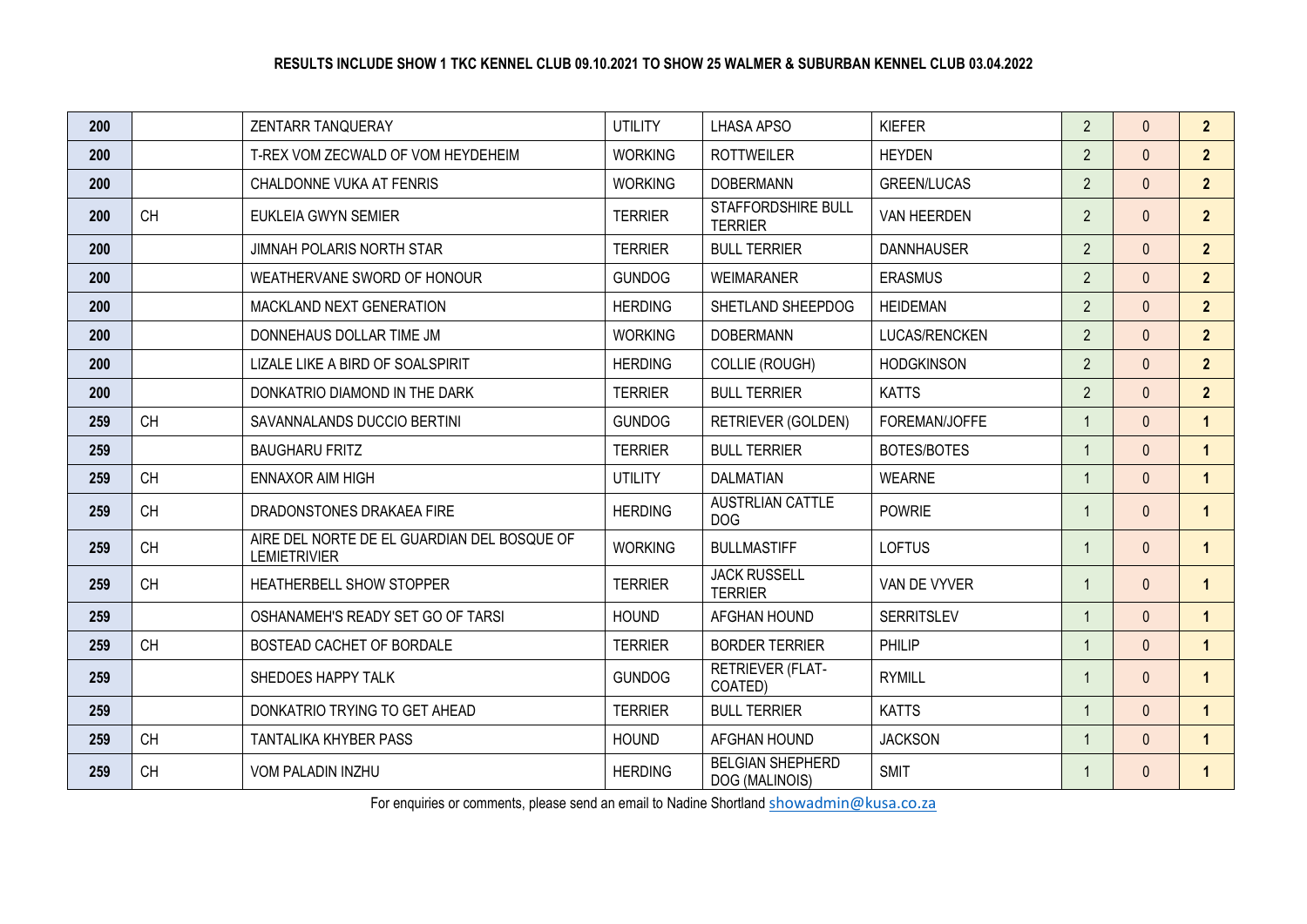**RESULTS INCLUDE SHOW 1 TKC KENNEL CLUB 09.10.2021 TO SHOW 25 WALMER & SUBURBAN KENNEL CLUB 03.04.2022**

| | | | | | | | | |
|---|---|---|---|---|---|---|---|---|
| 200 | | ZENTARR TANQUERAY | UTILITY | LHASA APSO | KIEFER | 2 | 0 | 2 |
| 200 | | T-REX VOM ZECWALD OF VOM HEYDEHEIM | WORKING | ROTTWEILER | HEYDEN | 2 | 0 | 2 |
| 200 | | CHALDONNE VUKA AT FENRIS | WORKING | DOBERMANN | GREEN/LUCAS | 2 | 0 | 2 |
| 200 | CH | EUKLEIA GWYN SEMIER | TERRIER | STAFFORDSHIRE BULL TERRIER | VAN HEERDEN | 2 | 0 | 2 |
| 200 | | JIMNAH POLARIS NORTH STAR | TERRIER | BULL TERRIER | DANNHAUSER | 2 | 0 | 2 |
| 200 | | WEATHERVANE SWORD OF HONOUR | GUNDOG | WEIMARANER | ERASMUS | 2 | 0 | 2 |
| 200 | | MACKLAND NEXT GENERATION | HERDING | SHETLAND SHEEPDOG | HEIDEMAN | 2 | 0 | 2 |
| 200 | | DONNEHAUS DOLLAR TIME JM | WORKING | DOBERMANN | LUCAS/RENCKEN | 2 | 0 | 2 |
| 200 | | LIZALE LIKE A BIRD OF SOALSPIRIT | HERDING | COLLIE (ROUGH) | HODGKINSON | 2 | 0 | 2 |
| 200 | | DONKATRIO DIAMOND IN THE DARK | TERRIER | BULL TERRIER | KATTS | 2 | 0 | 2 |
| 259 | CH | SAVANNALANDS DUCCIO BERTINI | GUNDOG | RETRIEVER (GOLDEN) | FOREMAN/JOFFE | 1 | 0 | 1 |
| 259 | | BAUGHARU FRITZ | TERRIER | BULL TERRIER | BOTES/BOTES | 1 | 0 | 1 |
| 259 | CH | ENNAXOR AIM HIGH | UTILITY | DALMATIAN | WEARNE | 1 | 0 | 1 |
| 259 | CH | DRADONSTONES DRAKAEA FIRE | HERDING | AUSTRLIAN CATTLE DOG | POWRIE | 1 | 0 | 1 |
| 259 | CH | AIRE DEL NORTE DE EL GUARDIAN DEL BOSQUE OF LEMIETRIVIER | WORKING | BULLMASTIFF | LOFTUS | 1 | 0 | 1 |
| 259 | CH | HEATHERBELL SHOW STOPPER | TERRIER | JACK RUSSELL TERRIER | VAN DE VYVER | 1 | 0 | 1 |
| 259 | | OSHANAMEH'S READY SET GO OF TARSI | HOUND | AFGHAN HOUND | SERRITSLEV | 1 | 0 | 1 |
| 259 | CH | BOSTEAD CACHET OF BORDALE | TERRIER | BORDER TERRIER | PHILIP | 1 | 0 | 1 |
| 259 | | SHEDOES HAPPY TALK | GUNDOG | RETRIEVER (FLAT-COATED) | RYMILL | 1 | 0 | 1 |
| 259 | | DONKATRIO TRYING TO GET AHEAD | TERRIER | BULL TERRIER | KATTS | 1 | 0 | 1 |
| 259 | CH | TANTALIKA KHYBER PASS | HOUND | AFGHAN HOUND | JACKSON | 1 | 0 | 1 |
| 259 | CH | VOM PALADIN INZHU | HERDING | BELGIAN SHEPHERD DOG (MALINOIS) | SMIT | 1 | 0 | 1 |

For enquiries or comments, please send an email to Nadine Shortland showadmin@kusa.co.za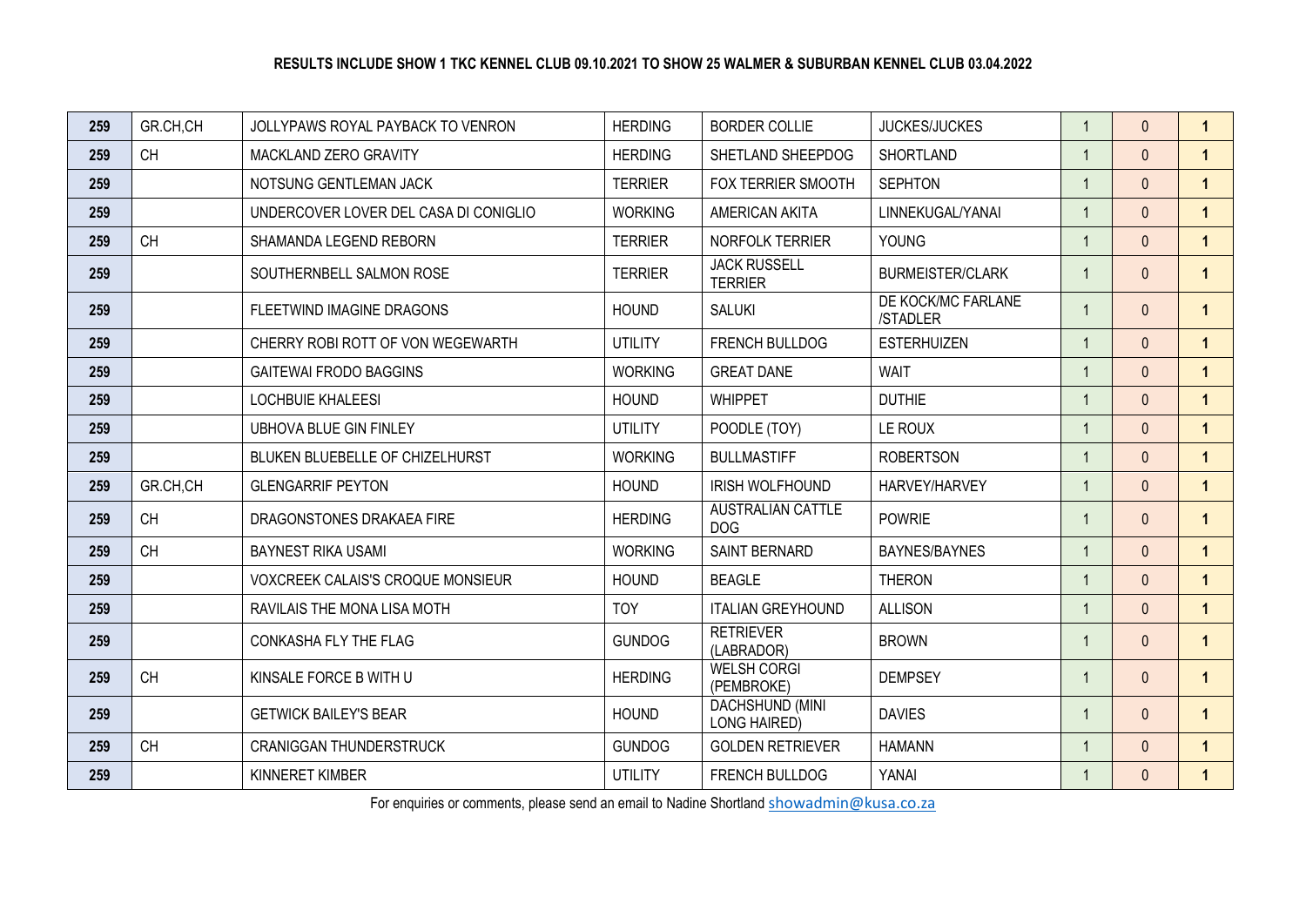**RESULTS INCLUDE SHOW 1 TKC KENNEL CLUB 09.10.2021 TO SHOW 25 WALMER & SUBURBAN KENNEL CLUB 03.04.2022**

| | | | | | | | | |
|---|---|---|---|---|---|---|---|---|
| 259 | GR.CH,CH | JOLLYPAWS ROYAL PAYBACK TO VENRON | HERDING | BORDER COLLIE | JUCKES/JUCKES | 1 | 0 | 1 |
| 259 | CH | MACKLAND ZERO GRAVITY | HERDING | SHETLAND SHEEPDOG | SHORTLAND | 1 | 0 | 1 |
| 259 | | NOTSUNG GENTLEMAN JACK | TERRIER | FOX TERRIER SMOOTH | SEPHTON | 1 | 0 | 1 |
| 259 | | UNDERCOVER LOVER DEL CASA DI CONIGLIO | WORKING | AMERICAN AKITA | LINNEKUGAL/YANAI | 1 | 0 | 1 |
| 259 | CH | SHAMANDA LEGEND REBORN | TERRIER | NORFOLK TERRIER | YOUNG | 1 | 0 | 1 |
| 259 | | SOUTHERNBELL SALMON ROSE | TERRIER | JACK RUSSELL TERRIER | BURMEISTER/CLARK | 1 | 0 | 1 |
| 259 | | FLEETWIND IMAGINE DRAGONS | HOUND | SALUKI | DE KOCK/MC FARLANE /STADLER | 1 | 0 | 1 |
| 259 | | CHERRY ROBI ROTT OF VON WEGEWARTH | UTILITY | FRENCH BULLDOG | ESTERHUIZEN | 1 | 0 | 1 |
| 259 | | GAITEWAI FRODO BAGGINS | WORKING | GREAT DANE | WAIT | 1 | 0 | 1 |
| 259 | | LOCHBUIE KHALEESI | HOUND | WHIPPET | DUTHIE | 1 | 0 | 1 |
| 259 | | UBHOVA BLUE GIN FINLEY | UTILITY | POODLE (TOY) | LE ROUX | 1 | 0 | 1 |
| 259 | | BLUKEN BLUEBELLE OF CHIZELHURST | WORKING | BULLMASTIFF | ROBERTSON | 1 | 0 | 1 |
| 259 | GR.CH,CH | GLENGARRIF PEYTON | HOUND | IRISH WOLFHOUND | HARVEY/HARVEY | 1 | 0 | 1 |
| 259 | CH | DRAGONSTONES DRAKAEA FIRE | HERDING | AUSTRALIAN CATTLE DOG | POWRIE | 1 | 0 | 1 |
| 259 | CH | BAYNEST RIKA USAMI | WORKING | SAINT BERNARD | BAYNES/BAYNES | 1 | 0 | 1 |
| 259 | | VOXCREEK CALAIS'S CROQUE MONSIEUR | HOUND | BEAGLE | THERON | 1 | 0 | 1 |
| 259 | | RAVILAIS THE MONA LISA MOTH | TOY | ITALIAN GREYHOUND | ALLISON | 1 | 0 | 1 |
| 259 | | CONKASHA FLY THE FLAG | GUNDOG | RETRIEVER (LABRADOR) | BROWN | 1 | 0 | 1 |
| 259 | CH | KINSALE FORCE B WITH U | HERDING | WELSH CORGI (PEMBROKE) | DEMPSEY | 1 | 0 | 1 |
| 259 | | GETWICK BAILEY'S BEAR | HOUND | DACHSHUND (MINI LONG HAIRED) | DAVIES | 1 | 0 | 1 |
| 259 | CH | CRANIGGAN THUNDERSTRUCK | GUNDOG | GOLDEN RETRIEVER | HAMANN | 1 | 0 | 1 |
| 259 | | KINNERET KIMBER | UTILITY | FRENCH BULLDOG | YANAI | 1 | 0 | 1 |

For enquiries or comments, please send an email to Nadine Shortland showadmin@kusa.co.za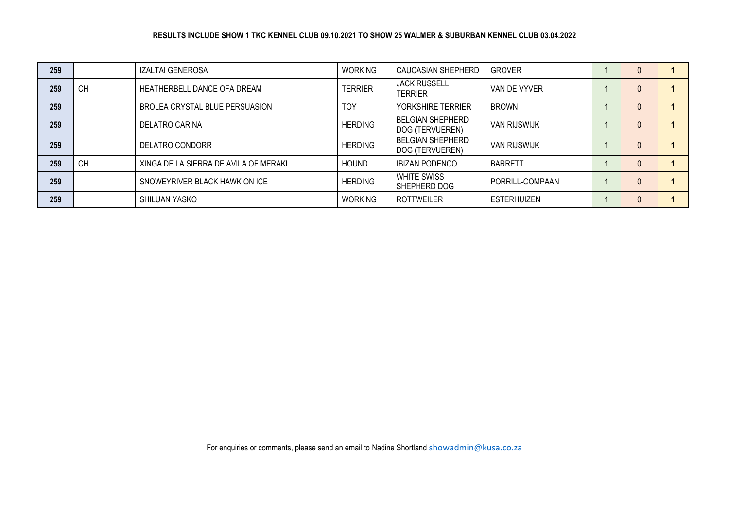**RESULTS INCLUDE SHOW 1 TKC KENNEL CLUB 09.10.2021 TO SHOW 25 WALMER & SUBURBAN KENNEL CLUB 03.04.2022**

| | | | | | | | | |
|---|---|---|---|---|---|---|---|---|
| **259** | | IZALTAI GENEROSA | WORKING | CAUCASIAN SHEPHERD | GROVER | 1 | 0 | **1** |
| **259** | CH | HEATHERBELL DANCE OFA DREAM | TERRIER | JACK RUSSELL TERRIER | VAN DE VYVER | 1 | 0 | **1** |
| **259** | | BROLEA CRYSTAL BLUE PERSUASION | TOY | YORKSHIRE TERRIER | BROWN | 1 | 0 | **1** |
| **259** | | DELATRO CARINA | HERDING | BELGIAN SHEPHERD DOG (TERVUEREN) | VAN RIJSWIJK | 1 | 0 | **1** |
| **259** | | DELATRO CONDORR | HERDING | BELGIAN SHEPHERD DOG (TERVUEREN) | VAN RIJSWIJK | 1 | 0 | **1** |
| **259** | CH | XINGA DE LA SIERRA DE AVILA OF MERAKI | HOUND | IBIZAN PODENCO | BARRETT | 1 | 0 | **1** |
| **259** | | SNOWEYRIVER BLACK HAWK ON ICE | HERDING | WHITE SWISS SHEPHERD DOG | PORRILL-COMPAAN | 1 | 0 | **1** |
| **259** | | SHILUAN YASKO | WORKING | ROTTWEILER | ESTERHUIZEN | 1 | 0 | **1** |

For enquiries or comments, please send an email to Nadine Shortland showadmin@kusa.co.za